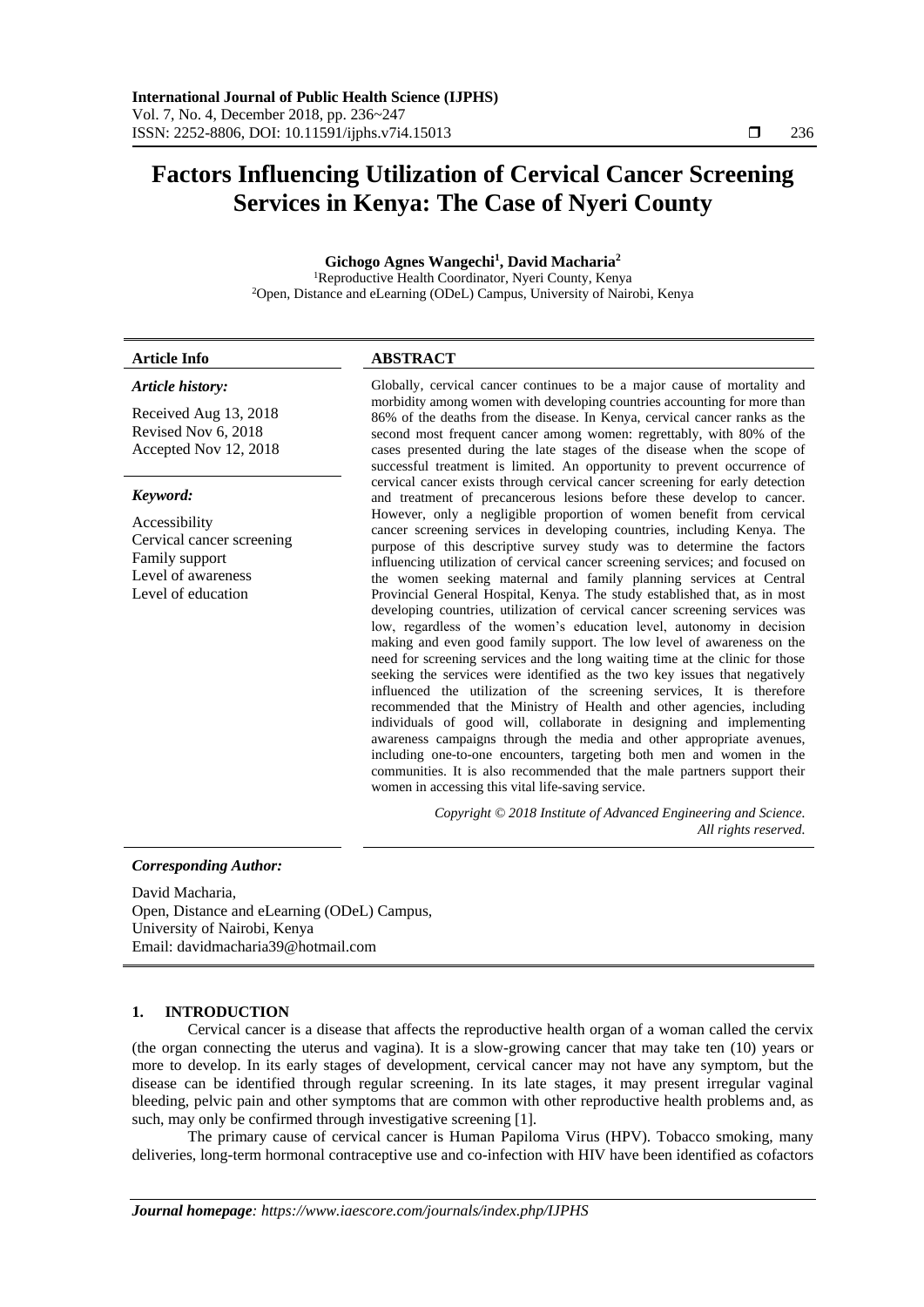# Factors Influencing Utilization of Cervical Cancer Screening Services in Kenya: The Case of Nyeri County

**Gichogo Agnes Wangechi[1], David Macharia[2]**

[1]Reproductive Health Coordinator, Nyeri County, Kenya
[2]Open, Distance and eLearning (ODeL) Campus, University of Nairobi, Kenya

**Article Info**

***Article history:***

Received Aug 13, 2018
Revised Nov 6, 2018
Accepted Nov 12, 2018

***Keyword:***

Accessibility
Cervical cancer screening
Family support
Level of awareness
Level of education

**ABSTRACT**

Globally, cervical cancer continues to be a major cause of mortality and morbidity among women with developing countries accounting for more than 86% of the deaths from the disease. In Kenya, cervical cancer ranks as the second most frequent cancer among women: regrettably, with 80% of the cases presented during the late stages of the disease when the scope of successful treatment is limited. An opportunity to prevent occurrence of cervical cancer exists through cervical cancer screening for early detection and treatment of precancerous lesions before these develop to cancer. However, only a negligible proportion of women benefit from cervical cancer screening services in developing countries, including Kenya. The purpose of this descriptive survey study was to determine the factors influencing utilization of cervical cancer screening services; and focused on the women seeking maternal and family planning services at Central Provincial General Hospital, Kenya. The study established that, as in most developing countries, utilization of cervical cancer screening services was low, regardless of the women's education level, autonomy in decision making and even good family support. The low level of awareness on the need for screening services and the long waiting time at the clinic for those seeking the services were identified as the two key issues that negatively influenced the utilization of the screening services, It is therefore recommended that the Ministry of Health and other agencies, including individuals of good will, collaborate in designing and implementing awareness campaigns through the media and other appropriate avenues, including one-to-one encounters, targeting both men and women in the communities. It is also recommended that the male partners support their women in accessing this vital life-saving service.

*Copyright © 2018 Institute of Advanced Engineering and Science. All rights reserved.*

***Corresponding Author:***

David Macharia,
Open, Distance and eLearning (ODeL) Campus,
University of Nairobi, Kenya
Email: davidmacharia39@hotmail.com

## 1. INTRODUCTION

Cervical cancer is a disease that affects the reproductive health organ of a woman called the cervix (the organ connecting the uterus and vagina). It is a slow-growing cancer that may take ten (10) years or more to develop. In its early stages of development, cervical cancer may not have any symptom, but the disease can be identified through regular screening. In its late stages, it may present irregular vaginal bleeding, pelvic pain and other symptoms that are common with other reproductive health problems and, as such, may only be confirmed through investigative screening [1].

The primary cause of cervical cancer is Human Papiloma Virus (HPV). Tobacco smoking, many deliveries, long-term hormonal contraceptive use and co-infection with HIV have been identified as cofactors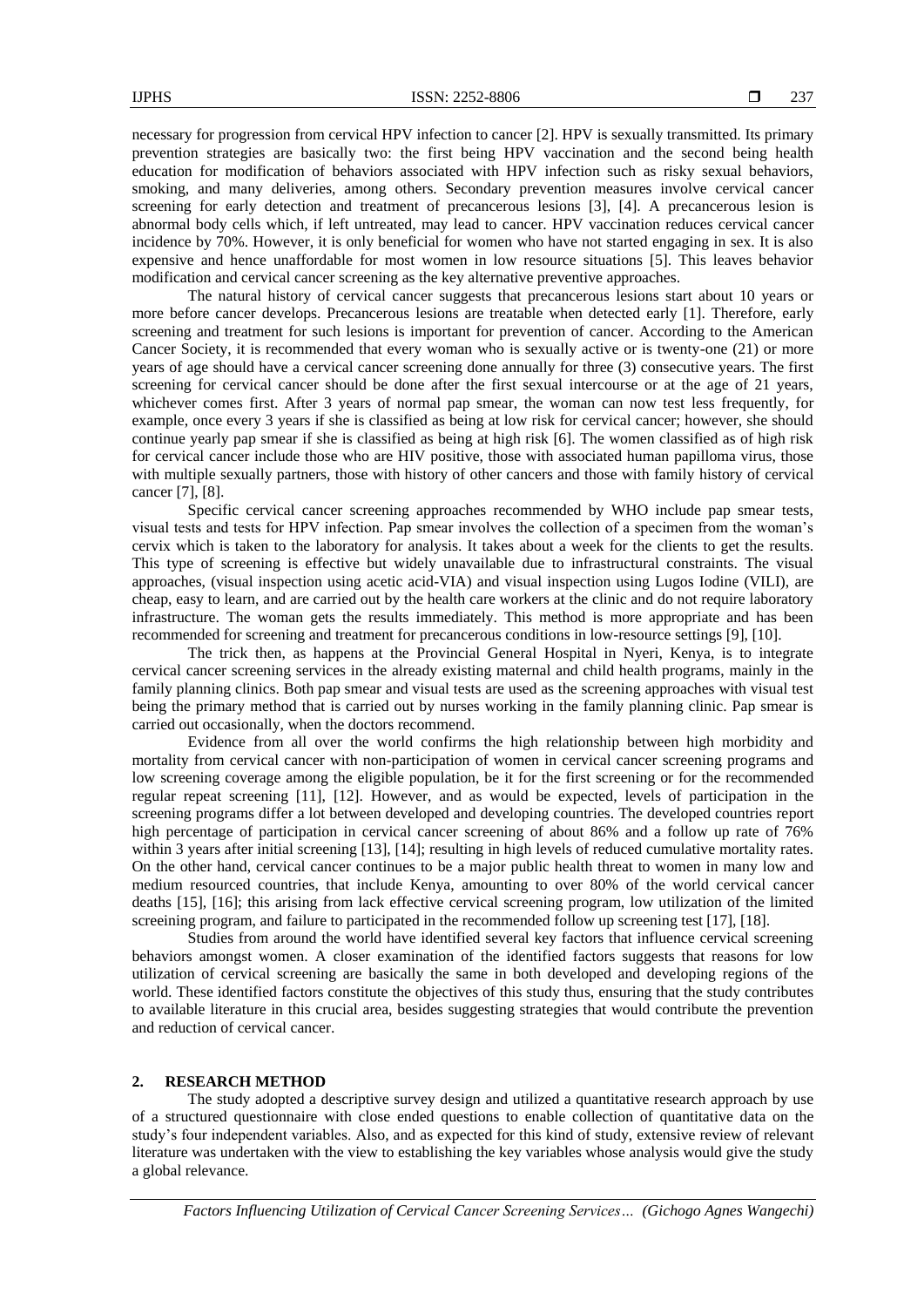necessary for progression from cervical HPV infection to cancer [2]. HPV is sexually transmitted. Its primary prevention strategies are basically two: the first being HPV vaccination and the second being health education for modification of behaviors associated with HPV infection such as risky sexual behaviors, smoking, and many deliveries, among others. Secondary prevention measures involve cervical cancer screening for early detection and treatment of precancerous lesions [3], [4]. A precancerous lesion is abnormal body cells which, if left untreated, may lead to cancer. HPV vaccination reduces cervical cancer incidence by 70%. However, it is only beneficial for women who have not started engaging in sex. It is also expensive and hence unaffordable for most women in low resource situations [5]. This leaves behavior modification and cervical cancer screening as the key alternative preventive approaches.

The natural history of cervical cancer suggests that precancerous lesions start about 10 years or more before cancer develops. Precancerous lesions are treatable when detected early [1]. Therefore, early screening and treatment for such lesions is important for prevention of cancer. According to the American Cancer Society, it is recommended that every woman who is sexually active or is twenty-one (21) or more years of age should have a cervical cancer screening done annually for three (3) consecutive years. The first screening for cervical cancer should be done after the first sexual intercourse or at the age of 21 years, whichever comes first. After 3 years of normal pap smear, the woman can now test less frequently, for example, once every 3 years if she is classified as being at low risk for cervical cancer; however, she should continue yearly pap smear if she is classified as being at high risk [6]. The women classified as of high risk for cervical cancer include those who are HIV positive, those with associated human papilloma virus, those with multiple sexually partners, those with history of other cancers and those with family history of cervical cancer [7], [8].

Specific cervical cancer screening approaches recommended by WHO include pap smear tests, visual tests and tests for HPV infection. Pap smear involves the collection of a specimen from the woman's cervix which is taken to the laboratory for analysis. It takes about a week for the clients to get the results. This type of screening is effective but widely unavailable due to infrastructural constraints. The visual approaches, (visual inspection using acetic acid-VIA) and visual inspection using Lugos Iodine (VILI), are cheap, easy to learn, and are carried out by the health care workers at the clinic and do not require laboratory infrastructure. The woman gets the results immediately. This method is more appropriate and has been recommended for screening and treatment for precancerous conditions in low-resource settings [9], [10].

The trick then, as happens at the Provincial General Hospital in Nyeri, Kenya, is to integrate cervical cancer screening services in the already existing maternal and child health programs, mainly in the family planning clinics. Both pap smear and visual tests are used as the screening approaches with visual test being the primary method that is carried out by nurses working in the family planning clinic. Pap smear is carried out occasionally, when the doctors recommend.

Evidence from all over the world confirms the high relationship between high morbidity and mortality from cervical cancer with non-participation of women in cervical cancer screening programs and low screening coverage among the eligible population, be it for the first screening or for the recommended regular repeat screening [11], [12]. However, and as would be expected, levels of participation in the screening programs differ a lot between developed and developing countries. The developed countries report high percentage of participation in cervical cancer screening of about 86% and a follow up rate of 76% within 3 years after initial screening [13], [14]; resulting in high levels of reduced cumulative mortality rates. On the other hand, cervical cancer continues to be a major public health threat to women in many low and medium resourced countries, that include Kenya, amounting to over 80% of the world cervical cancer deaths [15], [16]; this arising from lack effective cervical screening program, low utilization of the limited screeining program, and failure to participated in the recommended follow up screening test [17], [18].

Studies from around the world have identified several key factors that influence cervical screening behaviors amongst women. A closer examination of the identified factors suggests that reasons for low utilization of cervical screening are basically the same in both developed and developing regions of the world. These identified factors constitute the objectives of this study thus, ensuring that the study contributes to available literature in this crucial area, besides suggesting strategies that would contribute the prevention and reduction of cervical cancer.

## 2. RESEARCH METHOD

The study adopted a descriptive survey design and utilized a quantitative research approach by use of a structured questionnaire with close ended questions to enable collection of quantitative data on the study's four independent variables. Also, and as expected for this kind of study, extensive review of relevant literature was undertaken with the view to establishing the key variables whose analysis would give the study a global relevance.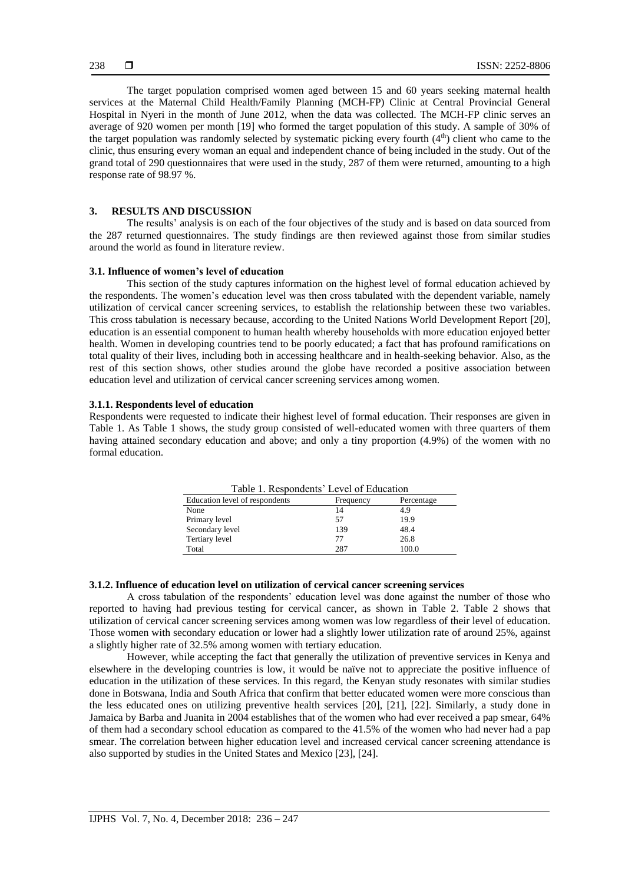The target population comprised women aged between 15 and 60 years seeking maternal health services at the Maternal Child Health/Family Planning (MCH-FP) Clinic at Central Provincial General Hospital in Nyeri in the month of June 2012, when the data was collected. The MCH-FP clinic serves an average of 920 women per month [19] who formed the target population of this study. A sample of 30% of the target population was randomly selected by systematic picking every fourth (4th) client who came to the clinic, thus ensuring every woman an equal and independent chance of being included in the study. Out of the grand total of 290 questionnaires that were used in the study, 287 of them were returned, amounting to a high response rate of 98.97 %.

## 3. RESULTS AND DISCUSSION

The results' analysis is on each of the four objectives of the study and is based on data sourced from the 287 returned questionnaires. The study findings are then reviewed against those from similar studies around the world as found in literature review.

### 3.1. Influence of women's level of education

This section of the study captures information on the highest level of formal education achieved by the respondents. The women's education level was then cross tabulated with the dependent variable, namely utilization of cervical cancer screening services, to establish the relationship between these two variables. This cross tabulation is necessary because, according to the United Nations World Development Report [20], education is an essential component to human health whereby households with more education enjoyed better health. Women in developing countries tend to be poorly educated; a fact that has profound ramifications on total quality of their lives, including both in accessing healthcare and in health-seeking behavior. Also, as the rest of this section shows, other studies around the globe have recorded a positive association between education level and utilization of cervical cancer screening services among women.

#### 3.1.1. Respondents level of education

Respondents were requested to indicate their highest level of formal education. Their responses are given in Table 1. As Table 1 shows, the study group consisted of well-educated women with three quarters of them having attained secondary education and above; and only a tiny proportion (4.9%) of the women with no formal education.

Table 1. Respondents' Level of Education

| Education level of respondents | Frequency | Percentage |
|---|---|---|
| None | 14 | 4.9 |
| Primary level | 57 | 19.9 |
| Secondary level | 139 | 48.4 |
| Tertiary level | 77 | 26.8 |
| Total | 287 | 100.0 |

#### 3.1.2. Influence of education level on utilization of cervical cancer screening services

A cross tabulation of the respondents' education level was done against the number of those who reported to having had previous testing for cervical cancer, as shown in Table 2. Table 2 shows that utilization of cervical cancer screening services among women was low regardless of their level of education. Those women with secondary education or lower had a slightly lower utilization rate of around 25%, against a slightly higher rate of 32.5% among women with tertiary education.

However, while accepting the fact that generally the utilization of preventive services in Kenya and elsewhere in the developing countries is low, it would be naïve not to appreciate the positive influence of education in the utilization of these services. In this regard, the Kenyan study resonates with similar studies done in Botswana, India and South Africa that confirm that better educated women were more conscious than the less educated ones on utilizing preventive health services [20], [21], [22]. Similarly, a study done in Jamaica by Barba and Juanita in 2004 establishes that of the women who had ever received a pap smear, 64% of them had a secondary school education as compared to the 41.5% of the women who had never had a pap smear. The correlation between higher education level and increased cervical cancer screening attendance is also supported by studies in the United States and Mexico [23], [24].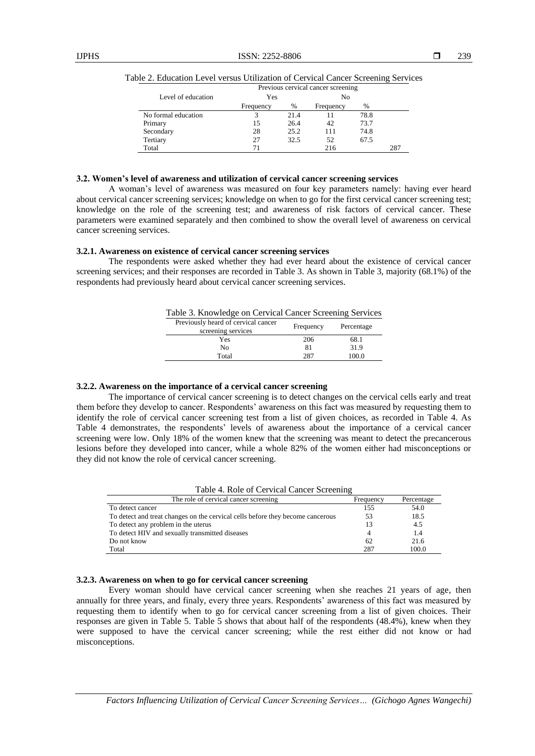Table 2. Education Level versus Utilization of Cervical Cancer Screening Services

| Level of education | Previous cervical cancer screening | | | | |
|---|---|---|---|---|---|
| | Yes | | No | | |
| | Frequency | % | Frequency | % | |
| No formal education | 3 | 21.4 | 11 | 78.8 | |
| Primary | 15 | 26.4 | 42 | 73.7 | |
| Secondary | 28 | 25.2 | 111 | 74.8 | |
| Tertiary | 27 | 32.5 | 52 | 67.5 | |
| Total | 71 | | 216 | | 287 |

### 3.2. Women's level of awareness and utilization of cervical cancer screening services

A woman's level of awareness was measured on four key parameters namely: having ever heard about cervical cancer screening services; knowledge on when to go for the first cervical cancer screening test; knowledge on the role of the screening test; and awareness of risk factors of cervical cancer. These parameters were examined separately and then combined to show the overall level of awareness on cervical cancer screening services.

#### 3.2.1. Awareness on existence of cervical cancer screening services

The respondents were asked whether they had ever heard about the existence of cervical cancer screening services; and their responses are recorded in Table 3. As shown in Table 3, majority (68.1%) of the respondents had previously heard about cervical cancer screening services.

Table 3. Knowledge on Cervical Cancer Screening Services

| Previously heard of cervical cancer screening services | Frequency | Percentage |
|---|---|---|
| Yes | 206 | 68.1 |
| No | 81 | 31.9 |
| Total | 287 | 100.0 |

#### 3.2.2. Awareness on the importance of a cervical cancer screening

The importance of cervical cancer screening is to detect changes on the cervical cells early and treat them before they develop to cancer. Respondents' awareness on this fact was measured by requesting them to identify the role of cervical cancer screening test from a list of given choices, as recorded in Table 4. As Table 4 demonstrates, the respondents' levels of awareness about the importance of a cervical cancer screening were low. Only 18% of the women knew that the screening was meant to detect the precancerous lesions before they developed into cancer, while a whole 82% of the women either had misconceptions or they did not know the role of cervical cancer screening.

Table 4. Role of Cervical Cancer Screening

| The role of cervical cancer screening | Frequency | Percentage |
|---|---|---|
| To detect cancer | 155 | 54.0 |
| To detect and treat changes on the cervical cells before they become cancerous | 53 | 18.5 |
| To detect any problem in the uterus | 13 | 4.5 |
| To detect HIV and sexually transmitted diseases | 4 | 1.4 |
| Do not know | 62 | 21.6 |
| Total | 287 | 100.0 |

#### 3.2.3. Awareness on when to go for cervical cancer screening

Every woman should have cervical cancer screening when she reaches 21 years of age, then annually for three years, and finaly, every three years. Respondents' awareness of this fact was measured by requesting them to identify when to go for cervical cancer screening from a list of given choices. Their responses are given in Table 5. Table 5 shows that about half of the respondents (48.4%), knew when they were supposed to have the cervical cancer screening; while the rest either did not know or had misconceptions.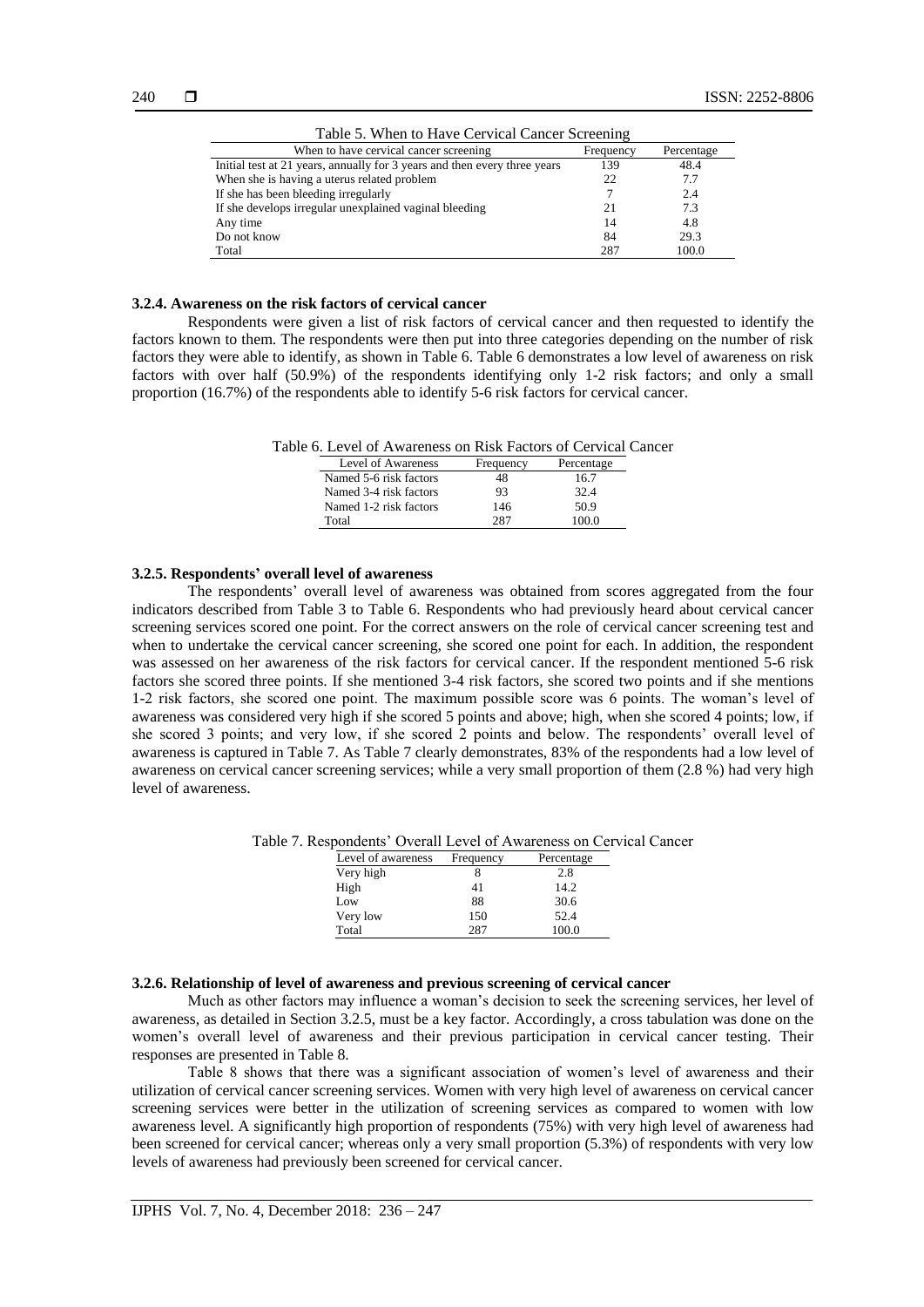Table 5. When to Have Cervical Cancer Screening

| When to have cervical cancer screening | Frequency | Percentage |
|---|---|---|
| Initial test at 21 years, annually for 3 years and then every three years | 139 | 48.4 |
| When she is having a uterus related problem | 22 | 7.7 |
| If she has been bleeding irregularly | 7 | 2.4 |
| If she develops irregular unexplained vaginal bleeding | 21 | 7.3 |
| Any time | 14 | 4.8 |
| Do not know | 84 | 29.3 |
| Total | 287 | 100.0 |

#### 3.2.4. Awareness on the risk factors of cervical cancer

Respondents were given a list of risk factors of cervical cancer and then requested to identify the factors known to them. The respondents were then put into three categories depending on the number of risk factors they were able to identify, as shown in Table 6. Table 6 demonstrates a low level of awareness on risk factors with over half (50.9%) of the respondents identifying only 1-2 risk factors; and only a small proportion (16.7%) of the respondents able to identify 5-6 risk factors for cervical cancer.

Table 6. Level of Awareness on Risk Factors of Cervical Cancer

| Level of Awareness | Frequency | Percentage |
|---|---|---|
| Named 5-6 risk factors | 48 | 16.7 |
| Named 3-4 risk factors | 93 | 32.4 |
| Named 1-2 risk factors | 146 | 50.9 |
| Total | 287 | 100.0 |

#### 3.2.5. Respondents' overall level of awareness

The respondents' overall level of awareness was obtained from scores aggregated from the four indicators described from Table 3 to Table 6. Respondents who had previously heard about cervical cancer screening services scored one point. For the correct answers on the role of cervical cancer screening test and when to undertake the cervical cancer screening, she scored one point for each. In addition, the respondent was assessed on her awareness of the risk factors for cervical cancer. If the respondent mentioned 5-6 risk factors she scored three points. If she mentioned 3-4 risk factors, she scored two points and if she mentions 1-2 risk factors, she scored one point. The maximum possible score was 6 points. The woman's level of awareness was considered very high if she scored 5 points and above; high, when she scored 4 points; low, if she scored 3 points; and very low, if she scored 2 points and below. The respondents' overall level of awareness is captured in Table 7. As Table 7 clearly demonstrates, 83% of the respondents had a low level of awareness on cervical cancer screening services; while a very small proportion of them (2.8 %) had very high level of awareness.

Table 7. Respondents' Overall Level of Awareness on Cervical Cancer

| Level of awareness | Frequency | Percentage |
|---|---|---|
| Very high | 8 | 2.8 |
| High | 41 | 14.2 |
| Low | 88 | 30.6 |
| Very low | 150 | 52.4 |
| Total | 287 | 100.0 |

#### 3.2.6. Relationship of level of awareness and previous screening of cervical cancer

Much as other factors may influence a woman's decision to seek the screening services, her level of awareness, as detailed in Section 3.2.5, must be a key factor. Accordingly, a cross tabulation was done on the women's overall level of awareness and their previous participation in cervical cancer testing. Their responses are presented in Table 8.

Table 8 shows that there was a significant association of women's level of awareness and their utilization of cervical cancer screening services. Women with very high level of awareness on cervical cancer screening services were better in the utilization of screening services as compared to women with low awareness level. A significantly high proportion of respondents (75%) with very high level of awareness had been screened for cervical cancer; whereas only a very small proportion (5.3%) of respondents with very low levels of awareness had previously been screened for cervical cancer.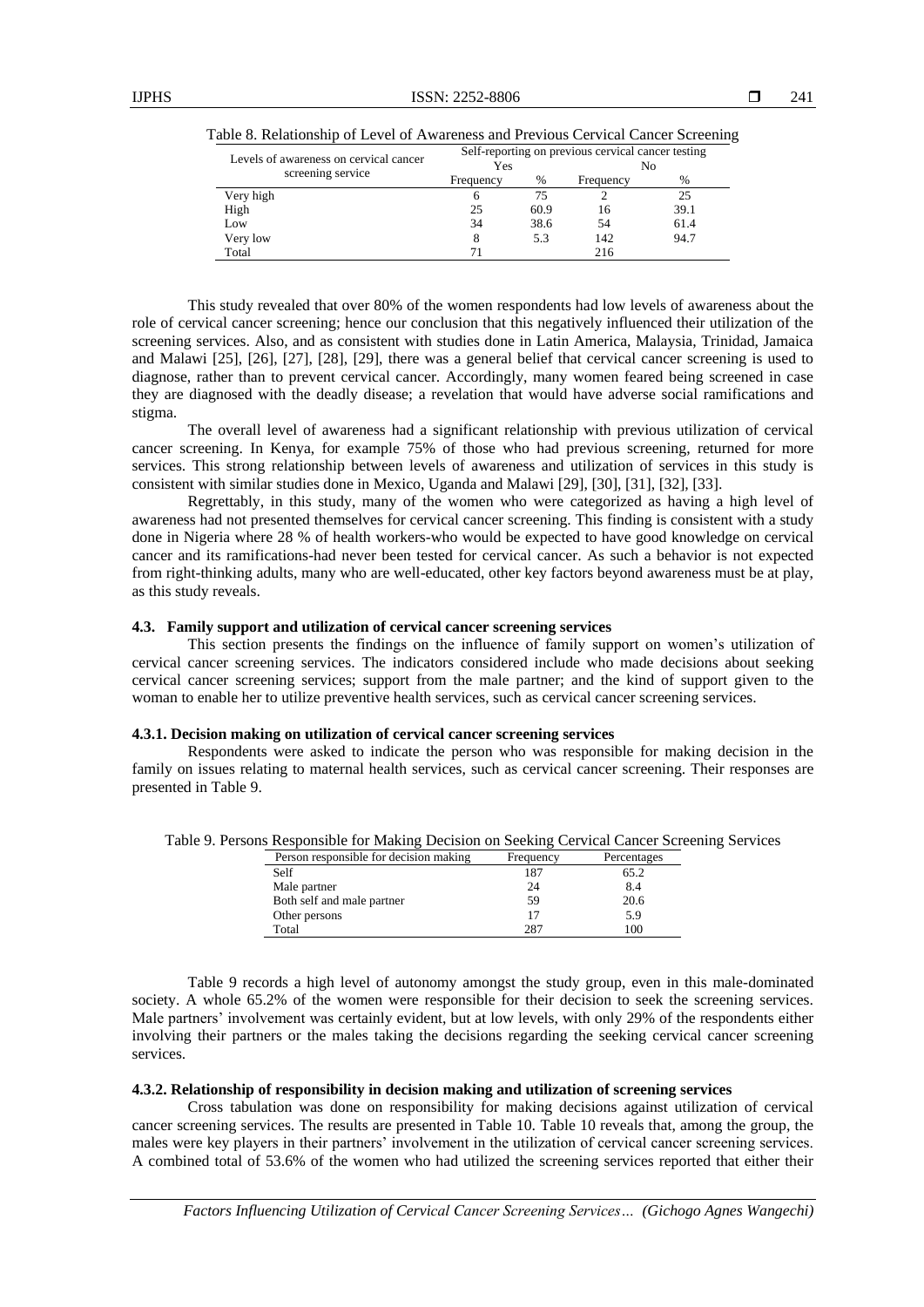Table 8. Relationship of Level of Awareness and Previous Cervical Cancer Screening

| Levels of awareness on cervical cancer screening service | Self-reporting on previous cervical cancer testing | | | |
|---|---|---|---|---|
| | Yes | | No | |
| | Frequency | % | Frequency | % |
| Very high | 6 | 75 | 2 | 25 |
| High | 25 | 60.9 | 16 | 39.1 |
| Low | 34 | 38.6 | 54 | 61.4 |
| Very low | 8 | 5.3 | 142 | 94.7 |
| Total | 71 | | 216 | |

This study revealed that over 80% of the women respondents had low levels of awareness about the role of cervical cancer screening; hence our conclusion that this negatively influenced their utilization of the screening services. Also, and as consistent with studies done in Latin America, Malaysia, Trinidad, Jamaica and Malawi [25], [26], [27], [28], [29], there was a general belief that cervical cancer screening is used to diagnose, rather than to prevent cervical cancer. Accordingly, many women feared being screened in case they are diagnosed with the deadly disease; a revelation that would have adverse social ramifications and stigma.

The overall level of awareness had a significant relationship with previous utilization of cervical cancer screening. In Kenya, for example 75% of those who had previous screening, returned for more services. This strong relationship between levels of awareness and utilization of services in this study is consistent with similar studies done in Mexico, Uganda and Malawi [29], [30], [31], [32], [33].

Regrettably, in this study, many of the women who were categorized as having a high level of awareness had not presented themselves for cervical cancer screening. This finding is consistent with a study done in Nigeria where 28 % of health workers-who would be expected to have good knowledge on cervical cancer and its ramifications-had never been tested for cervical cancer. As such a behavior is not expected from right-thinking adults, many who are well-educated, other key factors beyond awareness must be at play, as this study reveals.

### 4.3. Family support and utilization of cervical cancer screening services

This section presents the findings on the influence of family support on women's utilization of cervical cancer screening services. The indicators considered include who made decisions about seeking cervical cancer screening services; support from the male partner; and the kind of support given to the woman to enable her to utilize preventive health services, such as cervical cancer screening services.

#### 4.3.1. Decision making on utilization of cervical cancer screening services

Respondents were asked to indicate the person who was responsible for making decision in the family on issues relating to maternal health services, such as cervical cancer screening. Their responses are presented in Table 9.

Table 9. Persons Responsible for Making Decision on Seeking Cervical Cancer Screening Services

| Person responsible for decision making | Frequency | Percentages |
|---|---|---|
| Self | 187 | 65.2 |
| Male partner | 24 | 8.4 |
| Both self and male partner | 59 | 20.6 |
| Other persons | 17 | 5.9 |
| Total | 287 | 100 |

Table 9 records a high level of autonomy amongst the study group, even in this male-dominated society. A whole 65.2% of the women were responsible for their decision to seek the screening services. Male partners' involvement was certainly evident, but at low levels, with only 29% of the respondents either involving their partners or the males taking the decisions regarding the seeking cervical cancer screening services.

#### 4.3.2. Relationship of responsibility in decision making and utilization of screening services

Cross tabulation was done on responsibility for making decisions against utilization of cervical cancer screening services. The results are presented in Table 10. Table 10 reveals that, among the group, the males were key players in their partners' involvement in the utilization of cervical cancer screening services. A combined total of 53.6% of the women who had utilized the screening services reported that either their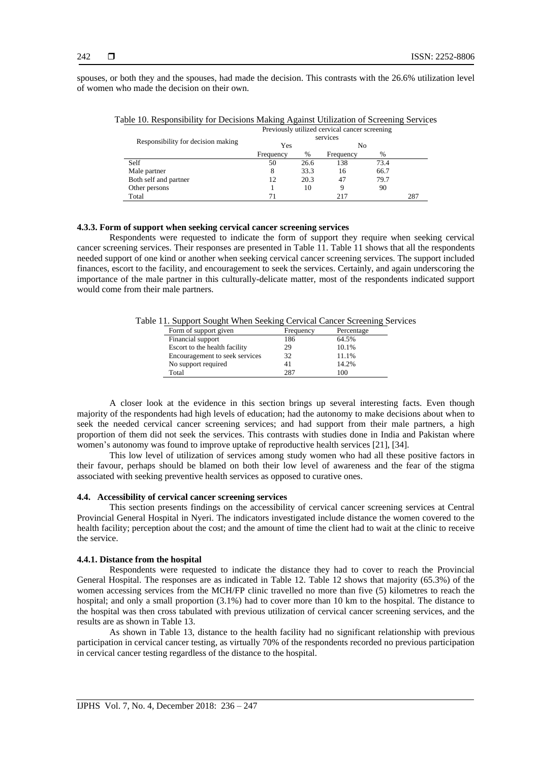spouses, or both they and the spouses, had made the decision. This contrasts with the 26.6% utilization level of women who made the decision on their own.

Table 10. Responsibility for Decisions Making Against Utilization of Screening Services

| Responsibility for decision making | Previously utilized cervical cancer screening services | | | | |
|---|---|---|---|---|---|
| | Yes | | No | | |
| | Frequency | % | Frequency | % | |
| Self | 50 | 26.6 | 138 | 73.4 | |
| Male partner | 8 | 33.3 | 16 | 66.7 | |
| Both self and partner | 12 | 20.3 | 47 | 79.7 | |
| Other persons | 1 | 10 | 9 | 90 | |
| Total | 71 | | 217 | | 287 |

#### 4.3.3. Form of support when seeking cervical cancer screening services

Respondents were requested to indicate the form of support they require when seeking cervical cancer screening services. Their responses are presented in Table 11. Table 11 shows that all the respondents needed support of one kind or another when seeking cervical cancer screening services. The support included finances, escort to the facility, and encouragement to seek the services. Certainly, and again underscoring the importance of the male partner in this culturally-delicate matter, most of the respondents indicated support would come from their male partners.

Table 11. Support Sought When Seeking Cervical Cancer Screening Services

| Form of support given | Frequency | Percentage |
|---|---|---|
| Financial support | 186 | 64.5% |
| Escort to the health facility | 29 | 10.1% |
| Encouragement to seek services | 32 | 11.1% |
| No support required | 41 | 14.2% |
| Total | 287 | 100 |

A closer look at the evidence in this section brings up several interesting facts. Even though majority of the respondents had high levels of education; had the autonomy to make decisions about when to seek the needed cervical cancer screening services; and had support from their male partners, a high proportion of them did not seek the services. This contrasts with studies done in India and Pakistan where women's autonomy was found to improve uptake of reproductive health services [21], [34].

This low level of utilization of services among study women who had all these positive factors in their favour, perhaps should be blamed on both their low level of awareness and the fear of the stigma associated with seeking preventive health services as opposed to curative ones.

### 4.4. Accessibility of cervical cancer screening services

This section presents findings on the accessibility of cervical cancer screening services at Central Provincial General Hospital in Nyeri. The indicators investigated include distance the women covered to the health facility; perception about the cost; and the amount of time the client had to wait at the clinic to receive the service.

#### 4.4.1. Distance from the hospital

Respondents were requested to indicate the distance they had to cover to reach the Provincial General Hospital. The responses are as indicated in Table 12. Table 12 shows that majority (65.3%) of the women accessing services from the MCH/FP clinic travelled no more than five (5) kilometres to reach the hospital; and only a small proportion (3.1%) had to cover more than 10 km to the hospital. The distance to the hospital was then cross tabulated with previous utilization of cervical cancer screening services, and the results are as shown in Table 13.

As shown in Table 13, distance to the health facility had no significant relationship with previous participation in cervical cancer testing, as virtually 70% of the respondents recorded no previous participation in cervical cancer testing regardless of the distance to the hospital.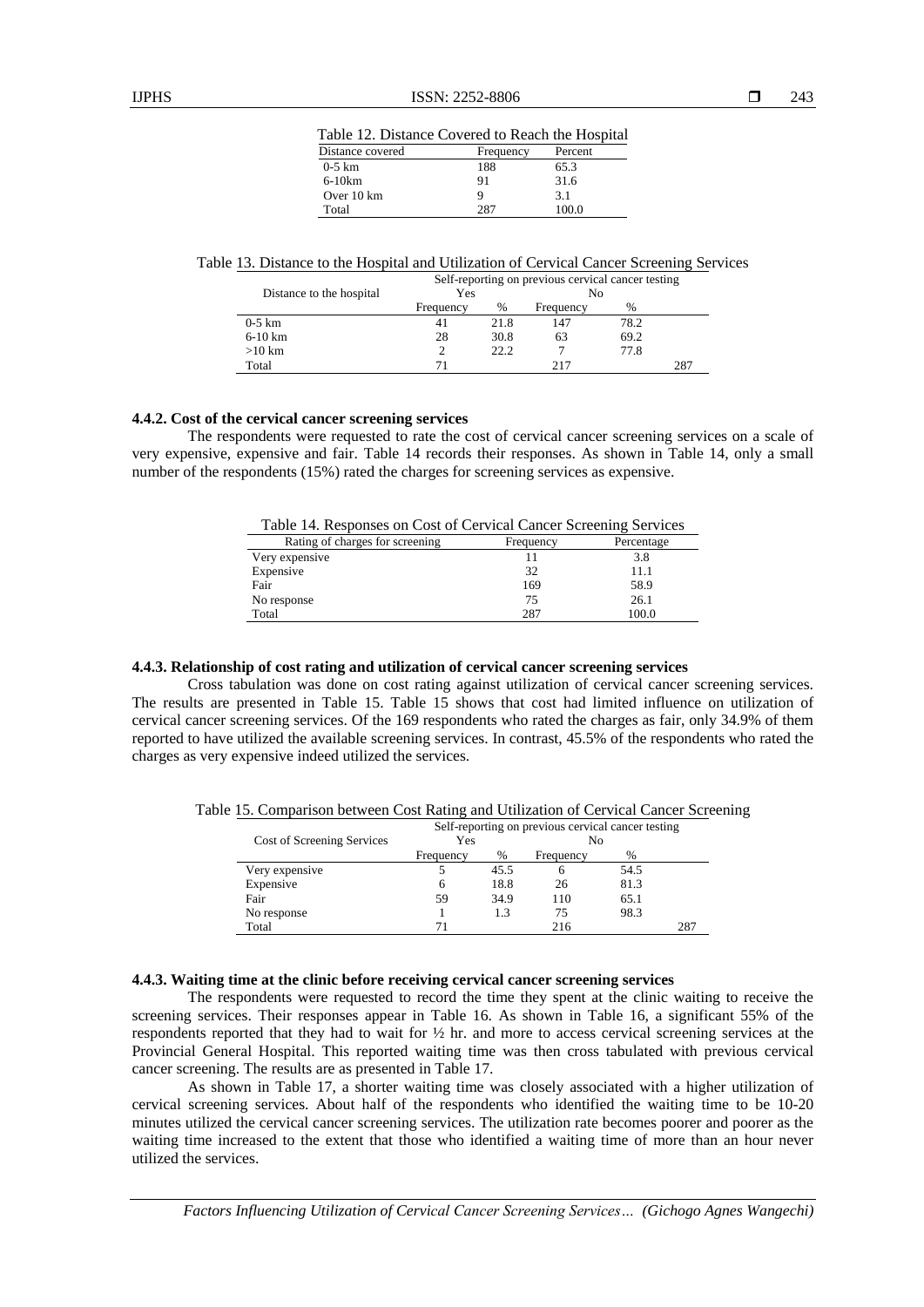Table 12. Distance Covered to Reach the Hospital

| Distance covered | Frequency | Percent |
|---|---|---|
| 0-5 km | 188 | 65.3 |
| 6-10km | 91 | 31.6 |
| Over 10 km | 9 | 3.1 |
| Total | 287 | 100.0 |

Table 13. Distance to the Hospital and Utilization of Cervical Cancer Screening Services

| Distance to the hospital | Self-reporting on previous cervical cancer testing | | | | |
|---|---|---|---|---|---|
| | Yes | | No | | |
| | Frequency | % | Frequency | % | |
| 0-5 km | 41 | 21.8 | 147 | 78.2 | |
| 6-10 km | 28 | 30.8 | 63 | 69.2 | |
| >10 km | 2 | 22.2 | 7 | 77.8 | |
| Total | 71 | | 217 | | 287 |

### 4.4.2. Cost of the cervical cancer screening services

The respondents were requested to rate the cost of cervical cancer screening services on a scale of very expensive, expensive and fair. Table 14 records their responses. As shown in Table 14, only a small number of the respondents (15%) rated the charges for screening services as expensive.

Table 14. Responses on Cost of Cervical Cancer Screening Services

| Rating of charges for screening | Frequency | Percentage |
|---|---|---|
| Very expensive | 11 | 3.8 |
| Expensive | 32 | 11.1 |
| Fair | 169 | 58.9 |
| No response | 75 | 26.1 |
| Total | 287 | 100.0 |

### 4.4.3. Relationship of cost rating and utilization of cervical cancer screening services

Cross tabulation was done on cost rating against utilization of cervical cancer screening services. The results are presented in Table 15. Table 15 shows that cost had limited influence on utilization of cervical cancer screening services. Of the 169 respondents who rated the charges as fair, only 34.9% of them reported to have utilized the available screening services. In contrast, 45.5% of the respondents who rated the charges as very expensive indeed utilized the services.

Table 15. Comparison between Cost Rating and Utilization of Cervical Cancer Screening

| Cost of Screening Services | Self-reporting on previous cervical cancer testing | | | | |
|---|---|---|---|---|---|
| | Yes | | No | | |
| | Frequency | % | Frequency | % | |
| Very expensive | 5 | 45.5 | 6 | 54.5 | |
| Expensive | 6 | 18.8 | 26 | 81.3 | |
| Fair | 59 | 34.9 | 110 | 65.1 | |
| No response | 1 | 1.3 | 75 | 98.3 | |
| Total | 71 | | 216 | | 287 |

### 4.4.3. Waiting time at the clinic before receiving cervical cancer screening services

The respondents were requested to record the time they spent at the clinic waiting to receive the screening services. Their responses appear in Table 16. As shown in Table 16, a significant 55% of the respondents reported that they had to wait for ½ hr. and more to access cervical screening services at the Provincial General Hospital. This reported waiting time was then cross tabulated with previous cervical cancer screening. The results are as presented in Table 17.

As shown in Table 17, a shorter waiting time was closely associated with a higher utilization of cervical screening services. About half of the respondents who identified the waiting time to be 10-20 minutes utilized the cervical cancer screening services. The utilization rate becomes poorer and poorer as the waiting time increased to the extent that those who identified a waiting time of more than an hour never utilized the services.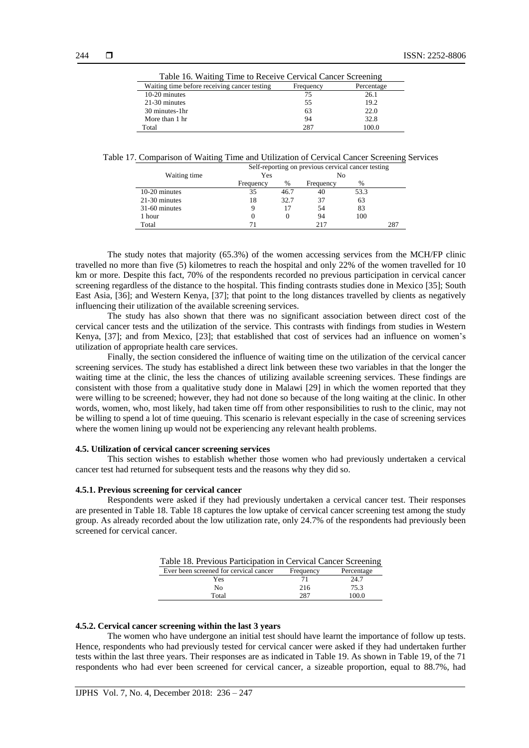Table 16. Waiting Time to Receive Cervical Cancer Screening

| Waiting time before receiving cancer testing | Frequency | Percentage |
|---|---|---|
| 10-20 minutes | 75 | 26.1 |
| 21-30 minutes | 55 | 19.2 |
| 30 minutes-1hr | 63 | 22.0 |
| More than 1 hr | 94 | 32.8 |
| Total | 287 | 100.0 |

Table 17. Comparison of Waiting Time and Utilization of Cervical Cancer Screening Services

| Waiting time | Self-reporting on previous cervical cancer testing | | | | |
|---|---|---|---|---|---|
| | Yes | | No | | |
| | Frequency | % | Frequency | % | |
| 10-20 minutes | 35 | 46.7 | 40 | 53.3 | |
| 21-30 minutes | 18 | 32.7 | 37 | 63 | |
| 31-60 minutes | 9 | 17 | 54 | 83 | |
| 1 hour | 0 | 0 | 94 | 100 | |
| Total | 71 | | 217 | | 287 |

The study notes that majority (65.3%) of the women accessing services from the MCH/FP clinic travelled no more than five (5) kilometres to reach the hospital and only 22% of the women travelled for 10 km or more. Despite this fact, 70% of the respondents recorded no previous participation in cervical cancer screening regardless of the distance to the hospital. This finding contrasts studies done in Mexico [35]; South East Asia, [36]; and Western Kenya, [37]; that point to the long distances travelled by clients as negatively influencing their utilization of the available screening services.

The study has also shown that there was no significant association between direct cost of the cervical cancer tests and the utilization of the service. This contrasts with findings from studies in Western Kenya, [37]; and from Mexico, [23]; that established that cost of services had an influence on women's utilization of appropriate health care services.

Finally, the section considered the influence of waiting time on the utilization of the cervical cancer screening services. The study has established a direct link between these two variables in that the longer the waiting time at the clinic, the less the chances of utilizing available screening services. These findings are consistent with those from a qualitative study done in Malawi [29] in which the women reported that they were willing to be screened; however, they had not done so because of the long waiting at the clinic. In other words, women, who, most likely, had taken time off from other responsibilities to rush to the clinic, may not be willing to spend a lot of time queuing. This scenario is relevant especially in the case of screening services where the women lining up would not be experiencing any relevant health problems.

### 4.5. Utilization of cervical cancer screening services

This section wishes to establish whether those women who had previously undertaken a cervical cancer test had returned for subsequent tests and the reasons why they did so.

#### 4.5.1. Previous screening for cervical cancer

Respondents were asked if they had previously undertaken a cervical cancer test. Their responses are presented in Table 18. Table 18 captures the low uptake of cervical cancer screening test among the study group. As already recorded about the low utilization rate, only 24.7% of the respondents had previously been screened for cervical cancer.

Table 18. Previous Participation in Cervical Cancer Screening

| Ever been screened for cervical cancer | Frequency | Percentage |
|---|---|---|
| Yes | 71 | 24.7 |
| No | 216 | 75.3 |
| Total | 287 | 100.0 |

#### 4.5.2. Cervical cancer screening within the last 3 years

The women who have undergone an initial test should have learnt the importance of follow up tests. Hence, respondents who had previously tested for cervical cancer were asked if they had undertaken further tests within the last three years. Their responses are as indicated in Table 19. As shown in Table 19, of the 71 respondents who had ever been screened for cervical cancer, a sizeable proportion, equal to 88.7%, had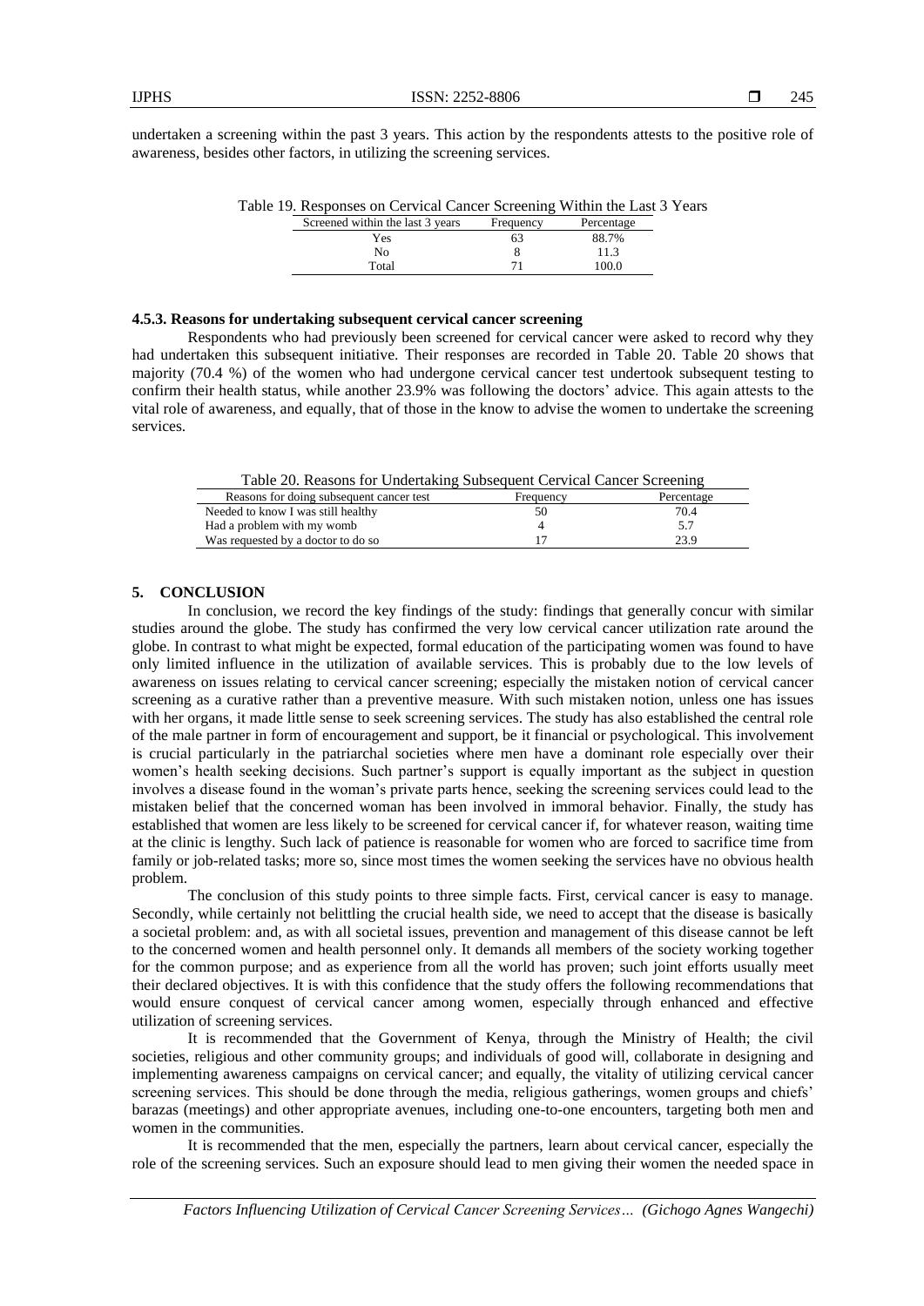undertaken a screening within the past 3 years. This action by the respondents attests to the positive role of awareness, besides other factors, in utilizing the screening services.

Table 19. Responses on Cervical Cancer Screening Within the Last 3 Years

| Screened within the last 3 years | Frequency | Percentage |
|---|---|---|
| Yes | 63 | 88.7% |
| No | 8 | 11.3 |
| Total | 71 | 100.0 |

### 4.5.3. Reasons for undertaking subsequent cervical cancer screening

Respondents who had previously been screened for cervical cancer were asked to record why they had undertaken this subsequent initiative. Their responses are recorded in Table 20. Table 20 shows that majority (70.4 %) of the women who had undergone cervical cancer test undertook subsequent testing to confirm their health status, while another 23.9% was following the doctors' advice. This again attests to the vital role of awareness, and equally, that of those in the know to advise the women to undertake the screening services.

Table 20. Reasons for Undertaking Subsequent Cervical Cancer Screening

| Reasons for doing subsequent cancer test | Frequency | Percentage |
|---|---|---|
| Needed to know I was still healthy | 50 | 70.4 |
| Had a problem with my womb | 4 | 5.7 |
| Was requested by a doctor to do so | 17 | 23.9 |

## 5. CONCLUSION

In conclusion, we record the key findings of the study: findings that generally concur with similar studies around the globe. The study has confirmed the very low cervical cancer utilization rate around the globe. In contrast to what might be expected, formal education of the participating women was found to have only limited influence in the utilization of available services. This is probably due to the low levels of awareness on issues relating to cervical cancer screening; especially the mistaken notion of cervical cancer screening as a curative rather than a preventive measure. With such mistaken notion, unless one has issues with her organs, it made little sense to seek screening services. The study has also established the central role of the male partner in form of encouragement and support, be it financial or psychological. This involvement is crucial particularly in the patriarchal societies where men have a dominant role especially over their women's health seeking decisions. Such partner's support is equally important as the subject in question involves a disease found in the woman's private parts hence, seeking the screening services could lead to the mistaken belief that the concerned woman has been involved in immoral behavior. Finally, the study has established that women are less likely to be screened for cervical cancer if, for whatever reason, waiting time at the clinic is lengthy. Such lack of patience is reasonable for women who are forced to sacrifice time from family or job-related tasks; more so, since most times the women seeking the services have no obvious health problem.

The conclusion of this study points to three simple facts. First, cervical cancer is easy to manage. Secondly, while certainly not belittling the crucial health side, we need to accept that the disease is basically a societal problem: and, as with all societal issues, prevention and management of this disease cannot be left to the concerned women and health personnel only. It demands all members of the society working together for the common purpose; and as experience from all the world has proven; such joint efforts usually meet their declared objectives. It is with this confidence that the study offers the following recommendations that would ensure conquest of cervical cancer among women, especially through enhanced and effective utilization of screening services.

It is recommended that the Government of Kenya, through the Ministry of Health; the civil societies, religious and other community groups; and individuals of good will, collaborate in designing and implementing awareness campaigns on cervical cancer; and equally, the vitality of utilizing cervical cancer screening services. This should be done through the media, religious gatherings, women groups and chiefs' barazas (meetings) and other appropriate avenues, including one-to-one encounters, targeting both men and women in the communities.

It is recommended that the men, especially the partners, learn about cervical cancer, especially the role of the screening services. Such an exposure should lead to men giving their women the needed space in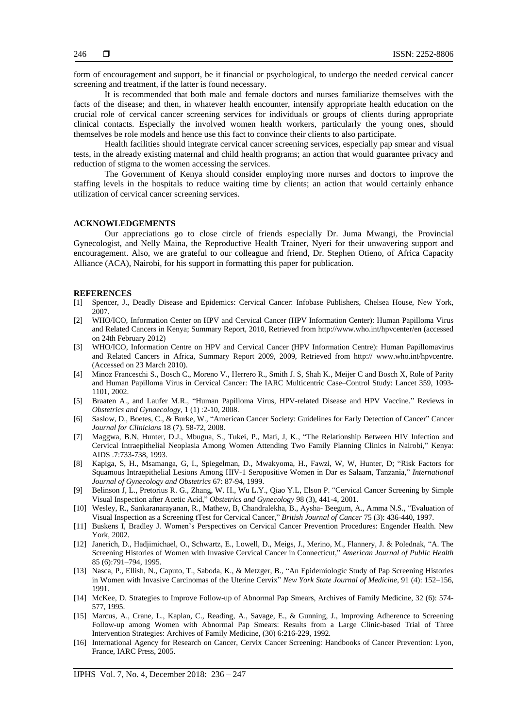form of encouragement and support, be it financial or psychological, to undergo the needed cervical cancer screening and treatment, if the latter is found necessary.

It is recommended that both male and female doctors and nurses familiarize themselves with the facts of the disease; and then, in whatever health encounter, intensify appropriate health education on the crucial role of cervical cancer screening services for individuals or groups of clients during appropriate clinical contacts. Especially the involved women health workers, particularly the young ones, should themselves be role models and hence use this fact to convince their clients to also participate.

Health facilities should integrate cervical cancer screening services, especially pap smear and visual tests, in the already existing maternal and child health programs; an action that would guarantee privacy and reduction of stigma to the women accessing the services.

The Government of Kenya should consider employing more nurses and doctors to improve the staffing levels in the hospitals to reduce waiting time by clients; an action that would certainly enhance utilization of cervical cancer screening services.

## ACKNOWLEDGEMENTS

Our appreciations go to close circle of friends especially Dr. Juma Mwangi, the Provincial Gynecologist, and Nelly Maina, the Reproductive Health Trainer, Nyeri for their unwavering support and encouragement. Also, we are grateful to our colleague and friend, Dr. Stephen Otieno, of Africa Capacity Alliance (ACA), Nairobi, for his support in formatting this paper for publication.

## REFERENCES

[1] Spencer, J., Deadly Disease and Epidemics: Cervical Cancer: Infobase Publishers, Chelsea House, New York, 2007.

[2] WHO/ICO, Information Center on HPV and Cervical Cancer (HPV Information Center): Human Papilloma Virus and Related Cancers in Kenya; Summary Report, 2010, Retrieved from http://www.who.int/hpvcenter/en (accessed on 24th February 2012)

[3] WHO/ICO, Information Centre on HPV and Cervical Cancer (HPV Information Centre): Human Papillomavirus and Related Cancers in Africa, Summary Report 2009, 2009, Retrieved from http:// www.who.int/hpvcentre. (Accessed on 23 March 2010).

[4] Minoz Franceschi S., Bosch C., Moreno V., Herrero R., Smith J. S, Shah K., Meijer C and Bosch X, Role of Parity and Human Papilloma Virus in Cervical Cancer: The IARC Multicentric Case–Control Study: Lancet 359, 1093-1101, 2002.

[5] Braaten A., and Laufer M.R., "Human Papilloma Virus, HPV-related Disease and HPV Vaccine." Reviews in *Obstetrics and Gynaecology*, 1 (1) :2-10, 2008.

[6] Saslow, D., Boetes, C., & Burke, W., "American Cancer Society: Guidelines for Early Detection of Cancer" Cancer *Journal for Clinicians* 18 (7). 58-72, 2008.

[7] Maggwa, B.N, Hunter, D.J., Mbugua, S., Tukei, P., Mati, J, K., "The Relationship Between HIV Infection and Cervical Intraepithelial Neoplasia Among Women Attending Two Family Planning Clinics in Nairobi," Kenya: AIDS .7:733-738, 1993.

[8] Kapiga, S, H., Msamanga, G, I., Spiegelman, D., Mwakyoma, H., Fawzi, W, W, Hunter, D; "Risk Factors for Squamous Intraepithelial Lesions Among HIV-1 Seropositive Women in Dar es Salaam, Tanzania," *International Journal of Gynecology and Obstetrics* 67: 87-94, 1999.

[9] Belinson J, L., Pretorius R. G., Zhang, W. H., Wu L.Y., Qiao Y.L, Elson P. "Cervical Cancer Screening by Simple Visual Inspection after Acetic Acid," *Obstetrics and Gynecology* 98 (3), 441-4, 2001.

[10] Wesley, R., Sankaranarayanan, R., Mathew, B, Chandralekha, B., Aysha- Beegum, A., Amma N.S., "Evaluation of Visual Inspection as a Screening tTest for Cervical Cancer," *British Journal of Cancer* 75 (3): 436-440, 1997.

[11] Buskens I, Bradley J. Women's Perspectives on Cervical Cancer Prevention Procedures: Engender Health. New York, 2002.

[12] Janerich, D., Hadjimichael, O., Schwartz, E., Lowell, D., Meigs, J., Merino, M., Flannery, J. & Polednak, "A. The Screening Histories of Women with Invasive Cervical Cancer in Connecticut," *American Journal of Public Health* 85 (6):791–794, 1995.

[13] Nasca, P., Ellish, N., Caputo, T., Saboda, K., & Metzger, B., "An Epidemiologic Study of Pap Screening Histories in Women with Invasive Carcinomas of the Uterine Cervix" *New York State Journal of Medicine*, 91 (4): 152–156, 1991.

[14] McKee, D. Strategies to Improve Follow-up of Abnormal Pap Smears, Archives of Family Medicine, 32 (6): 574-577, 1995.

[15] Marcus, A., Crane, L., Kaplan, C., Reading, A., Savage, E., & Gunning, J., Improving Adherence to Screening Follow-up among Women with Abnormal Pap Smears: Results from a Large Clinic-based Trial of Three Intervention Strategies: Archives of Family Medicine, (30) 6:216-229, 1992.

[16] International Agency for Research on Cancer, Cervix Cancer Screening: Handbooks of Cancer Prevention: Lyon, France, IARC Press, 2005.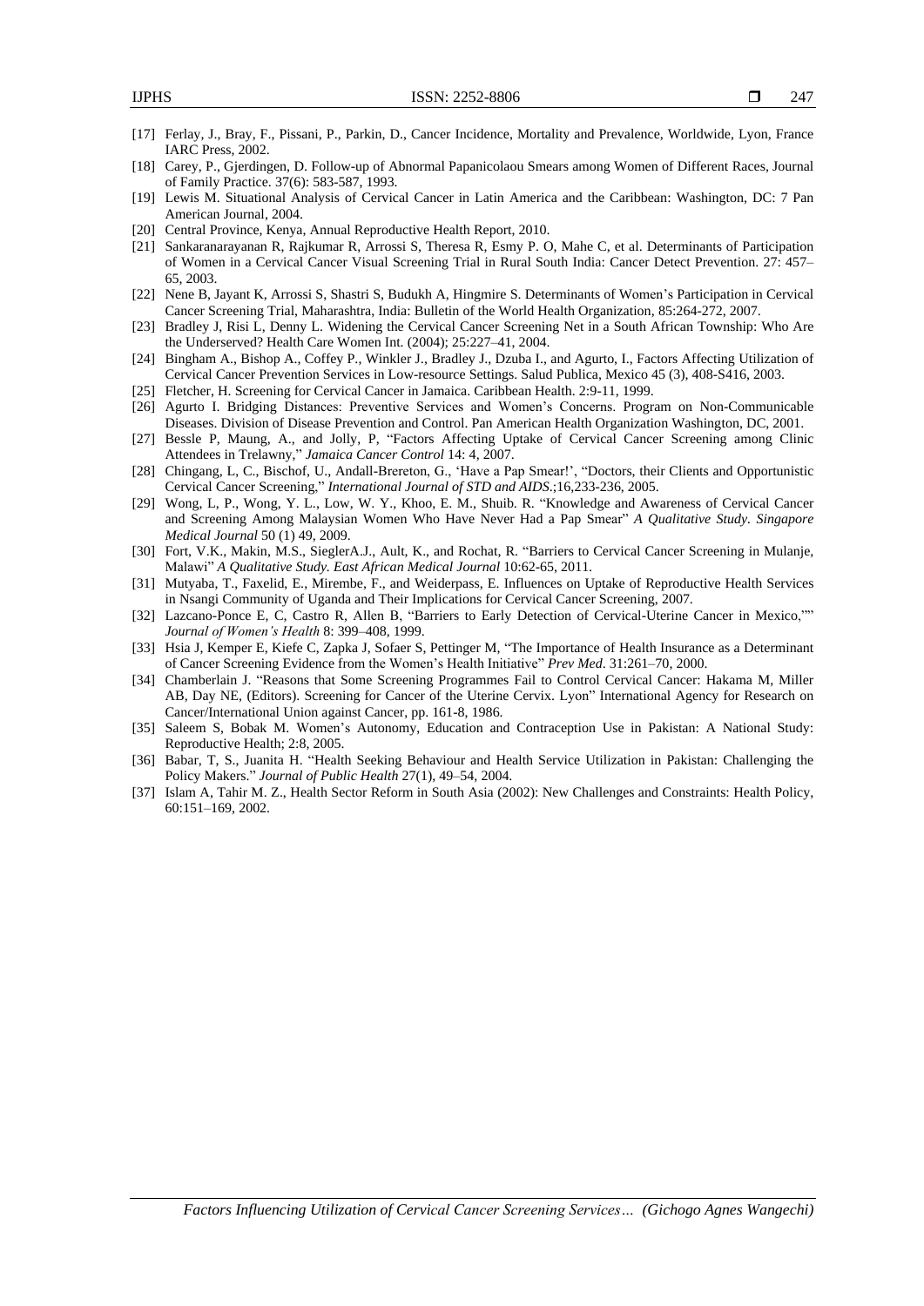[17] Ferlay, J., Bray, F., Pissani, P., Parkin, D., Cancer Incidence, Mortality and Prevalence, Worldwide, Lyon, France IARC Press, 2002.

[18] Carey, P., Gjerdingen, D. Follow-up of Abnormal Papanicolaou Smears among Women of Different Races, Journal of Family Practice. 37(6): 583-587, 1993.

[19] Lewis M. Situational Analysis of Cervical Cancer in Latin America and the Caribbean: Washington, DC: 7 Pan American Journal, 2004.

[20] Central Province, Kenya, Annual Reproductive Health Report, 2010.

[21] Sankaranarayanan R, Rajkumar R, Arrossi S, Theresa R, Esmy P. O, Mahe C, et al. Determinants of Participation of Women in a Cervical Cancer Visual Screening Trial in Rural South India: Cancer Detect Prevention. 27: 457–65, 2003.

[22] Nene B, Jayant K, Arrossi S, Shastri S, Budukh A, Hingmire S. Determinants of Women's Participation in Cervical Cancer Screening Trial, Maharashtra, India: Bulletin of the World Health Organization, 85:264-272, 2007.

[23] Bradley J, Risi L, Denny L. Widening the Cervical Cancer Screening Net in a South African Township: Who Are the Underserved? Health Care Women Int. (2004); 25:227–41, 2004.

[24] Bingham A., Bishop A., Coffey P., Winkler J., Bradley J., Dzuba I., and Agurto, I., Factors Affecting Utilization of Cervical Cancer Prevention Services in Low-resource Settings. Salud Publica, Mexico 45 (3), 408-S416, 2003.

[25] Fletcher, H. Screening for Cervical Cancer in Jamaica. Caribbean Health. 2:9-11, 1999.

[26] Agurto I. Bridging Distances: Preventive Services and Women's Concerns. Program on Non-Communicable Diseases. Division of Disease Prevention and Control. Pan American Health Organization Washington, DC, 2001.

[27] Bessle P, Maung, A., and Jolly, P, "Factors Affecting Uptake of Cervical Cancer Screening among Clinic Attendees in Trelawny," *Jamaica Cancer Control* 14: 4, 2007.

[28] Chingang, L, C., Bischof, U., Andall-Brereton, G., 'Have a Pap Smear!', "Doctors, their Clients and Opportunistic Cervical Cancer Screening," *International Journal of STD and AIDS*.;16,233-236, 2005.

[29] Wong, L, P., Wong, Y. L., Low, W. Y., Khoo, E. M., Shuib. R. "Knowledge and Awareness of Cervical Cancer and Screening Among Malaysian Women Who Have Never Had a Pap Smear" *A Qualitative Study. Singapore Medical Journal* 50 (1) 49, 2009.

[30] Fort, V.K., Makin, M.S., SieglerA.J., Ault, K., and Rochat, R. "Barriers to Cervical Cancer Screening in Mulanje, Malawi" *A Qualitative Study. East African Medical Journal* 10:62-65, 2011.

[31] Mutyaba, T., Faxelid, E., Mirembe, F., and Weiderpass, E. Influences on Uptake of Reproductive Health Services in Nsangi Community of Uganda and Their Implications for Cervical Cancer Screening, 2007.

[32] Lazcano-Ponce E, C, Castro R, Allen B, "Barriers to Early Detection of Cervical-Uterine Cancer in Mexico,"" *Journal of Women's Health* 8: 399–408, 1999.

[33] Hsia J, Kemper E, Kiefe C, Zapka J, Sofaer S, Pettinger M, "The Importance of Health Insurance as a Determinant of Cancer Screening Evidence from the Women's Health Initiative" *Prev Med*. 31:261–70, 2000.

[34] Chamberlain J. "Reasons that Some Screening Programmes Fail to Control Cervical Cancer: Hakama M, Miller AB, Day NE, (Editors). Screening for Cancer of the Uterine Cervix. Lyon" International Agency for Research on Cancer/International Union against Cancer, pp. 161-8, 1986.

[35] Saleem S, Bobak M. Women's Autonomy, Education and Contraception Use in Pakistan: A National Study: Reproductive Health; 2:8, 2005.

[36] Babar, T, S., Juanita H. "Health Seeking Behaviour and Health Service Utilization in Pakistan: Challenging the Policy Makers." *Journal of Public Health* 27(1), 49–54, 2004.

[37] Islam A, Tahir M. Z., Health Sector Reform in South Asia (2002): New Challenges and Constraints: Health Policy, 60:151–169, 2002.